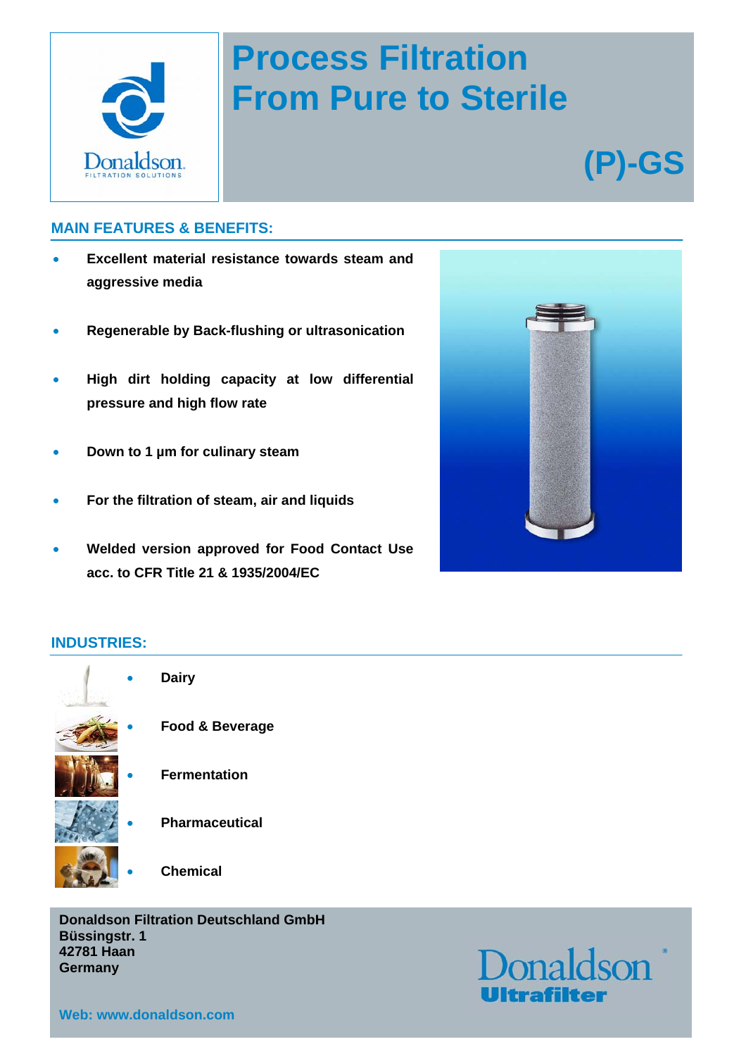# Process Filtration From Pure to Sterile

## (P)-GS

### MAIN FEATURES & BENEFITS:

- **Excellent material resistance towards steam and aggressive media**
- **Regenerable by Back-flushing or ultrasonication**
- **High dirt holding capacity at low differential pressure and high flow rate**
- **Down to 1 µm for culinary steam**
- **For the filtration of steam, air and liquids**
- **Welded version approved for Food Contact Use acc. to CFR Title 21 & 1935/2004/EC**

### INDUSTRIES:

- **Dairy**
- **Food & Beverage**
- **Fermentation**
- **Pharmaceutical**
- **Chemical**

**Donaldson Filtration Deutschland GmbH**
**Büssingstr. 1**
**42781 Haan**
**Germany**

**Web: www.donaldson.com**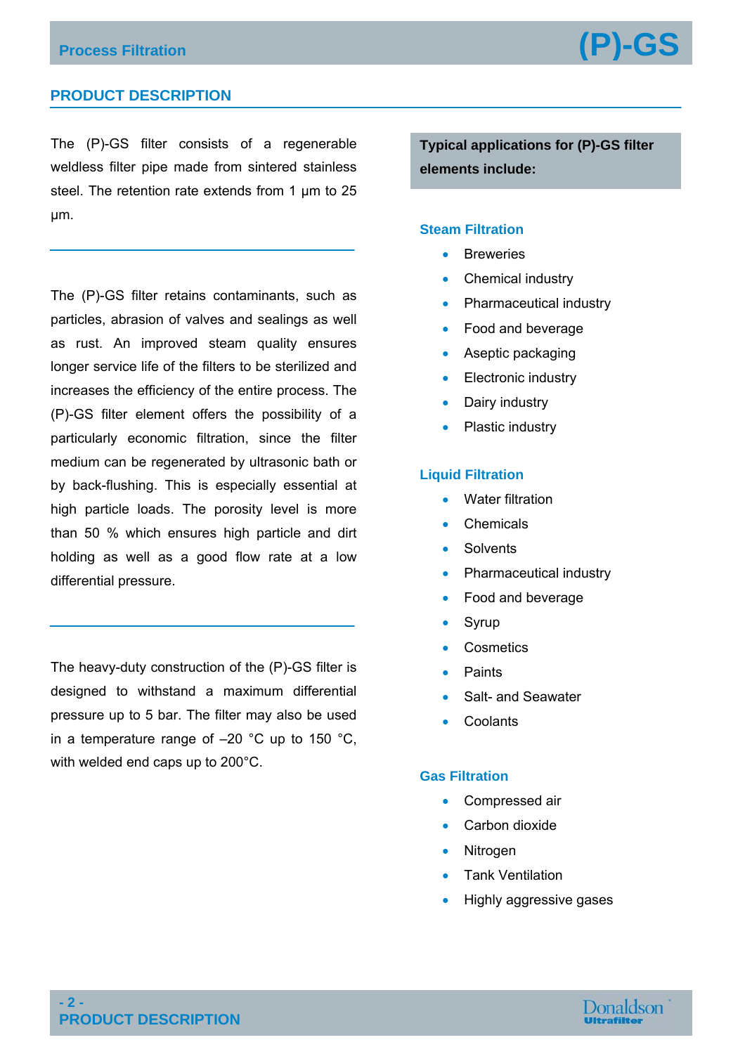## PRODUCT DESCRIPTION

The (P)-GS filter consists of a regenerable weldless filter pipe made from sintered stainless steel. The retention rate extends from 1 µm to 25 µm.

The (P)-GS filter retains contaminants, such as particles, abrasion of valves and sealings as well as rust. An improved steam quality ensures longer service life of the filters to be sterilized and increases the efficiency of the entire process. The (P)-GS filter element offers the possibility of a particularly economic filtration, since the filter medium can be regenerated by ultrasonic bath or by back-flushing. This is especially essential at high particle loads. The porosity level is more than 50 % which ensures high particle and dirt holding as well as a good flow rate at a low differential pressure.

The heavy-duty construction of the (P)-GS filter is designed to withstand a maximum differential pressure up to 5 bar. The filter may also be used in a temperature range of –20 °C up to 150 °C, with welded end caps up to 200°C.

**Typical applications for (P)-GS filter elements include:**

### Steam Filtration

- Breweries
- Chemical industry
- Pharmaceutical industry
- Food and beverage
- Aseptic packaging
- Electronic industry
- Dairy industry
- Plastic industry

### Liquid Filtration

- Water filtration
- Chemicals
- Solvents
- Pharmaceutical industry
- Food and beverage
- Syrup
- Cosmetics
- Paints
- Salt- and Seawater
- Coolants

### Gas Filtration

- Compressed air
- Carbon dioxide
- Nitrogen
- Tank Ventilation
- Highly aggressive gases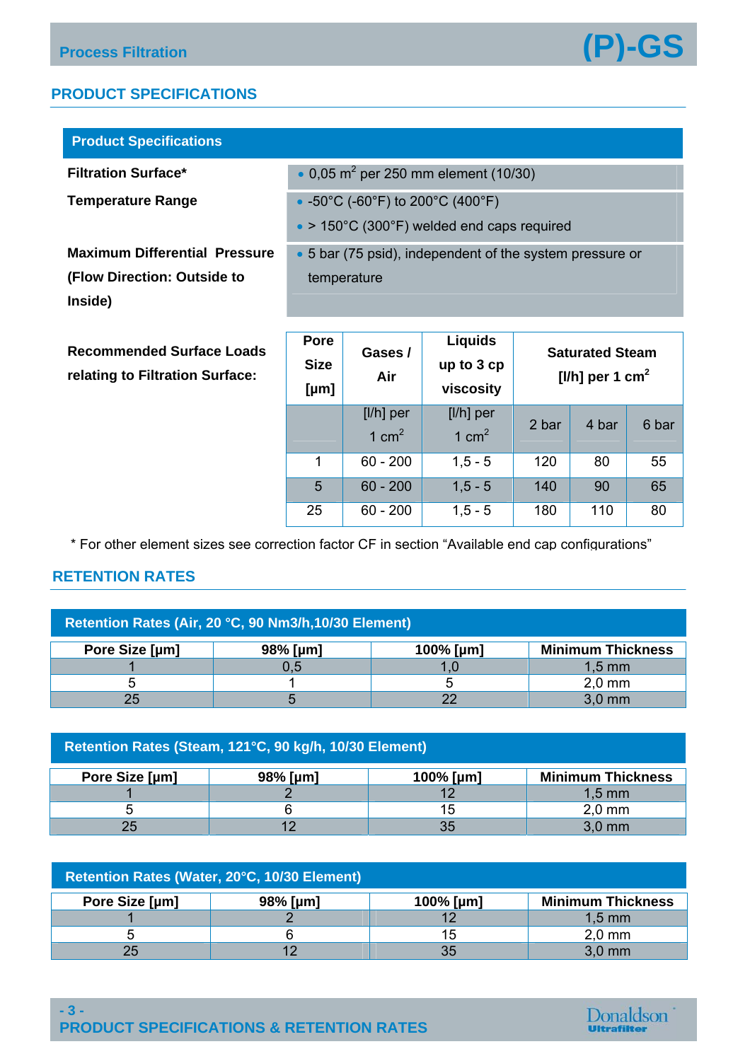## PRODUCT SPECIFICATIONS

| Product Specifications | |
|---|---|
| **Filtration Surface*** | • 0,05 $m^2$ per 250 mm element (10/30) |
| **Temperature Range** | • -50°C (-60°F) to 200°C (400°F)<br>• > 150°C (300°F) welded end caps required |
| **Maximum Differential Pressure (Flow Direction: Outside to Inside)** | • 5 bar (75 psid), independent of the system pressure or temperature |

**Recommended Surface Loads relating to Filtration Surface:**

| Pore Size [µm] | Gases / Air | Liquids up to 3 cp viscosity | Saturated Steam [l/h] per 1 $cm^2$ | | |
|---|---|---|---|---|---|
| | [l/h] per 1 $cm^2$ | [l/h] per 1 $cm^2$ | 2 bar | 4 bar | 6 bar |
| 1 | 60 - 200 | 1,5 - 5 | 120 | 80 | 55 |
| 5 | 60 - 200 | 1,5 - 5 | 140 | 90 | 65 |
| 25 | 60 - 200 | 1,5 - 5 | 180 | 110 | 80 |

\* For other element sizes see correction factor CF in section “Available end cap configurations”

## RETENTION RATES

**Retention Rates (Air, 20 °C, 90 Nm3/h,10/30 Element)**

| Pore Size [µm] | 98% [µm] | 100% [µm] | Minimum Thickness |
|---|---|---|---|
| 1 | 0,5 | 1,0 | 1,5 mm |
| 5 | 1 | 5 | 2,0 mm |
| 25 | 5 | 22 | 3,0 mm |

**Retention Rates (Steam, 121°C, 90 kg/h, 10/30 Element)**

| Pore Size [µm] | 98% [µm] | 100% [µm] | Minimum Thickness |
|---|---|---|---|
| 1 | 2 | 12 | 1,5 mm |
| 5 | 6 | 15 | 2,0 mm |
| 25 | 12 | 35 | 3,0 mm |

**Retention Rates (Water, 20°C, 10/30 Element)**

| Pore Size [µm] | 98% [µm] | 100% [µm] | Minimum Thickness |
|---|---|---|---|
| 1 | 2 | 12 | 1,5 mm |
| 5 | 6 | 15 | 2,0 mm |
| 25 | 12 | 35 | 3,0 mm |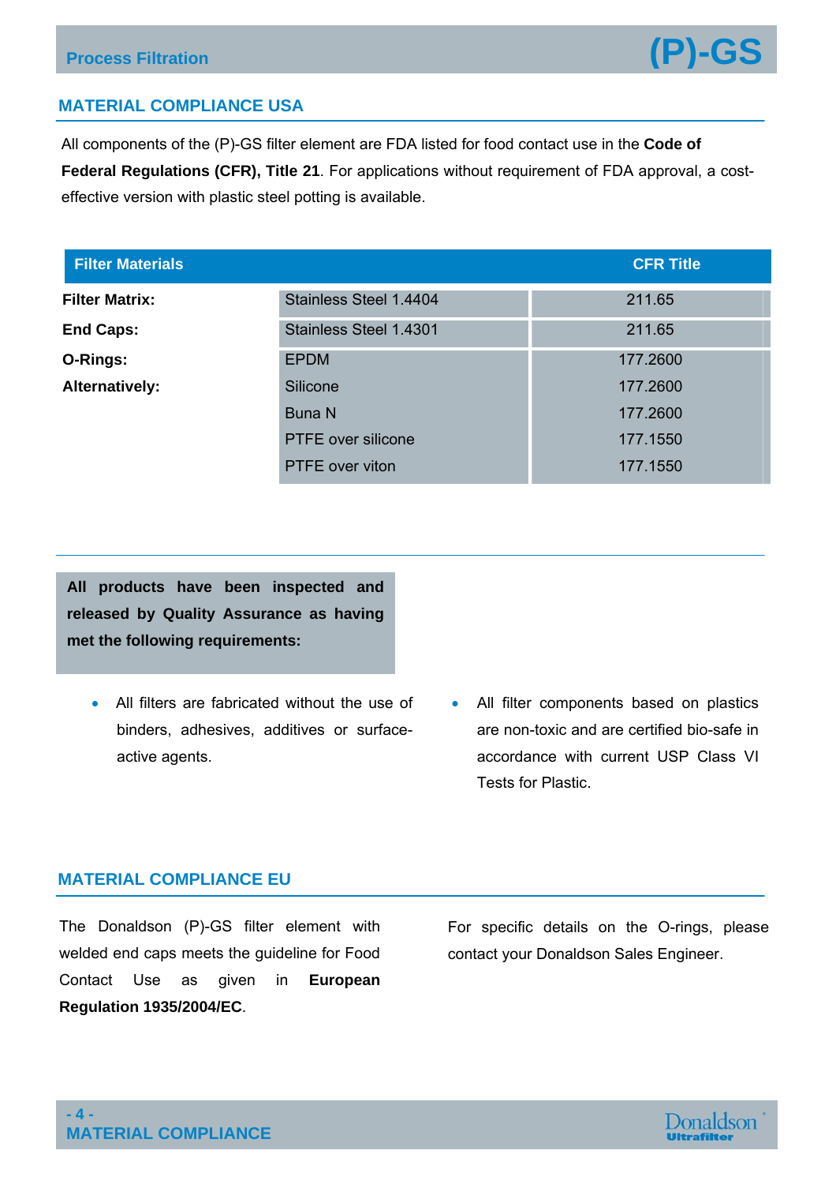## MATERIAL COMPLIANCE USA

All components of the (P)-GS filter element are FDA listed for food contact use in the **Code of Federal Regulations (CFR), Title 21**. For applications without requirement of FDA approval, a cost-effective version with plastic steel potting is available.

| Filter Materials | | CFR Title |
|---|---|---|
| **Filter Matrix:** | Stainless Steel 1.4404 | 211.65 |
| **End Caps:** | Stainless Steel 1.4301 | 211.65 |
| **O-Rings:** | EPDM | 177.2600 |
| **Alternatively:** | Silicone | 177.2600 |
| | Buna N | 177.2600 |
| | PTFE over silicone | 177.1550 |
| | PTFE over viton | 177.1550 |

**All products have been inspected and released by Quality Assurance as having met the following requirements:**

- All filters are fabricated without the use of binders, adhesives, additives or surface-active agents.
- All filter components based on plastics are non-toxic and are certified bio-safe in accordance with current USP Class VI Tests for Plastic.

## MATERIAL COMPLIANCE EU

The Donaldson (P)-GS filter element with welded end caps meets the guideline for Food Contact Use as given in **European Regulation 1935/2004/EC**.

For specific details on the O-rings, please contact your Donaldson Sales Engineer.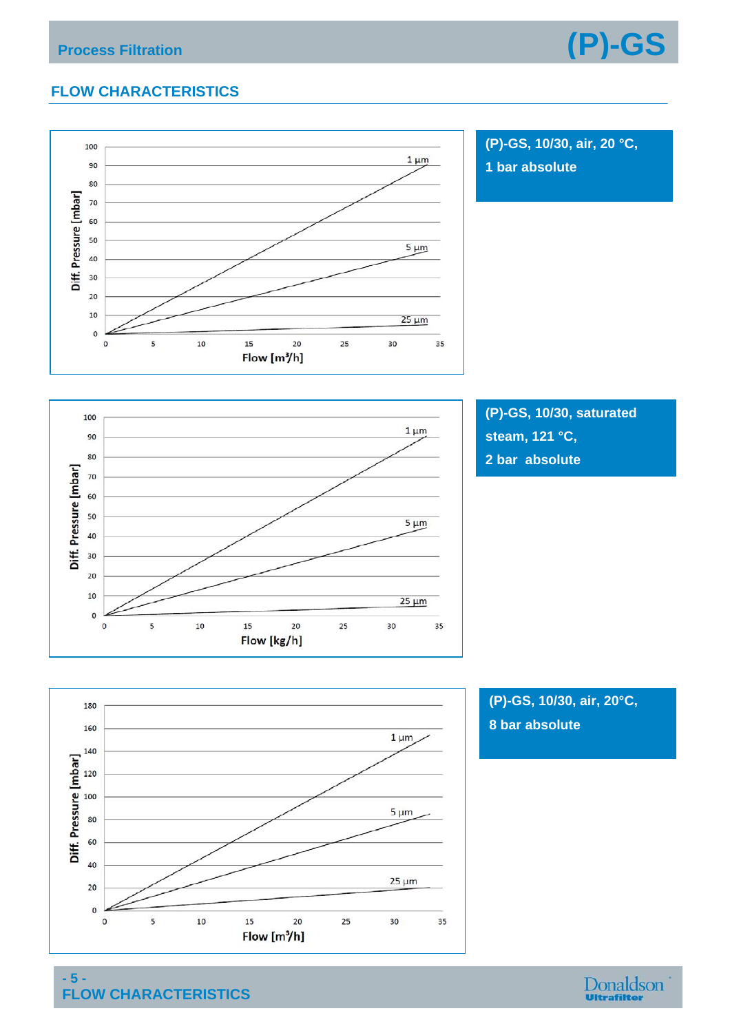## FLOW CHARACTERISTICS

**(P)-GS, 10/30, air, 20 °C, 1 bar absolute**

Diff. Pressure [mbar]

100
90
80
70
60
50
40
30
20
10
0

1 µm
5 µm
25 µm

0 5 10 15 20 25 30 35

Flow [m³/h]

**(P)-GS, 10/30, saturated steam, 121 °C, 2 bar absolute**

Diff. Pressure [mbar]

100
90
80
70
60
50
40
30
20
10
0

1 µm
5 µm
25 µm

0 5 10 15 20 25 30 35

Flow [kg/h]

**(P)-GS, 10/30, air, 20°C, 8 bar absolute**

Diff. Pressure [mbar]

180
160
140
120
100
80
60
40
20
0

1 µm
5 µm
25 µm

0 5 10 15 20 25 30 35

Flow [m³/h]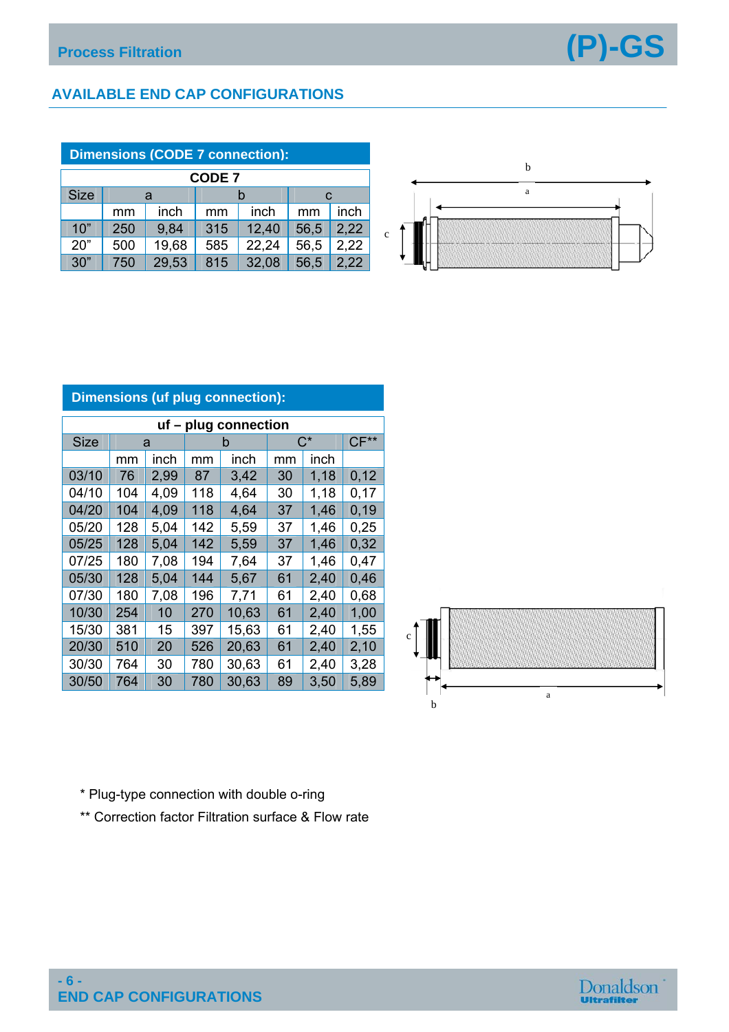## AVAILABLE END CAP CONFIGURATIONS

### Dimensions (CODE 7 connection):

| CODE 7 | | | | | | |
|---|---|---|---|---|---|---|
| Size | a | | b | | c | |
| | mm | inch | mm | inch | mm | inch |
| 10” | 250 | 9,84 | 315 | 12,40 | 56,5 | 2,22 |
| 20” | 500 | 19,68 | 585 | 22,24 | 56,5 | 2,22 |
| 30” | 750 | 29,53 | 815 | 32,08 | 56,5 | 2,22 |

### Dimensions (uf plug connection):

| uf – plug connection | | | | | | | |
|---|---|---|---|---|---|---|---|
| Size | a | | b | | C* | | CF** |
| | mm | inch | mm | inch | mm | inch | |
| 03/10 | 76 | 2,99 | 87 | 3,42 | 30 | 1,18 | 0,12 |
| 04/10 | 104 | 4,09 | 118 | 4,64 | 30 | 1,18 | 0,17 |
| 04/20 | 104 | 4,09 | 118 | 4,64 | 37 | 1,46 | 0,19 |
| 05/20 | 128 | 5,04 | 142 | 5,59 | 37 | 1,46 | 0,25 |
| 05/25 | 128 | 5,04 | 142 | 5,59 | 37 | 1,46 | 0,32 |
| 07/25 | 180 | 7,08 | 194 | 7,64 | 37 | 1,46 | 0,47 |
| 05/30 | 128 | 5,04 | 144 | 5,67 | 61 | 2,40 | 0,46 |
| 07/30 | 180 | 7,08 | 196 | 7,71 | 61 | 2,40 | 0,68 |
| 10/30 | 254 | 10 | 270 | 10,63 | 61 | 2,40 | 1,00 |
| 15/30 | 381 | 15 | 397 | 15,63 | 61 | 2,40 | 1,55 |
| 20/30 | 510 | 20 | 526 | 20,63 | 61 | 2,40 | 2,10 |
| 30/30 | 764 | 30 | 780 | 30,63 | 61 | 2,40 | 3,28 |
| 30/50 | 764 | 30 | 780 | 30,63 | 89 | 3,50 | 5,89 |

\* Plug-type connection with double o-ring

\*\* Correction factor Filtration surface & Flow rate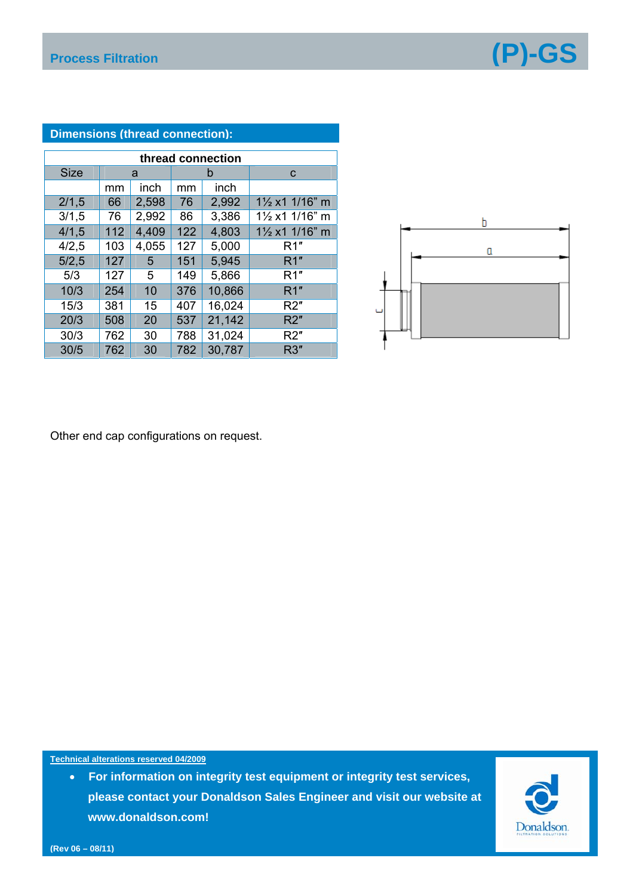## Dimensions (thread connection):

| thread connection | | | | | |
|---|---|---|---|---|---|
| Size | a | | b | | c |
| | mm | inch | mm | inch | |
| 2/1,5 | 66 | 2,598 | 76 | 2,992 | 1½ x1 1/16" m |
| 3/1,5 | 76 | 2,992 | 86 | 3,386 | 1½ x1 1/16" m |
| 4/1,5 | 112 | 4,409 | 122 | 4,803 | 1½ x1 1/16" m |
| 4/2,5 | 103 | 4,055 | 127 | 5,000 | R1" |
| 5/2,5 | 127 | 5 | 151 | 5,945 | R1" |
| 5/3 | 127 | 5 | 149 | 5,866 | R1" |
| 10/3 | 254 | 10 | 376 | 10,866 | R1" |
| 15/3 | 381 | 15 | 407 | 16,024 | R2" |
| 20/3 | 508 | 20 | 537 | 21,142 | R2" |
| 30/3 | 762 | 30 | 788 | 31,024 | R2" |
| 30/5 | 762 | 30 | 782 | 30,787 | R3" |

b

a

c

Other end cap configurations on request.

Technical alterations reserved 04/2009

- **For information on integrity test equipment or integrity test services, please contact your Donaldson Sales Engineer and visit our website at www.donaldson.com!**

(Rev 06 – 08/11)